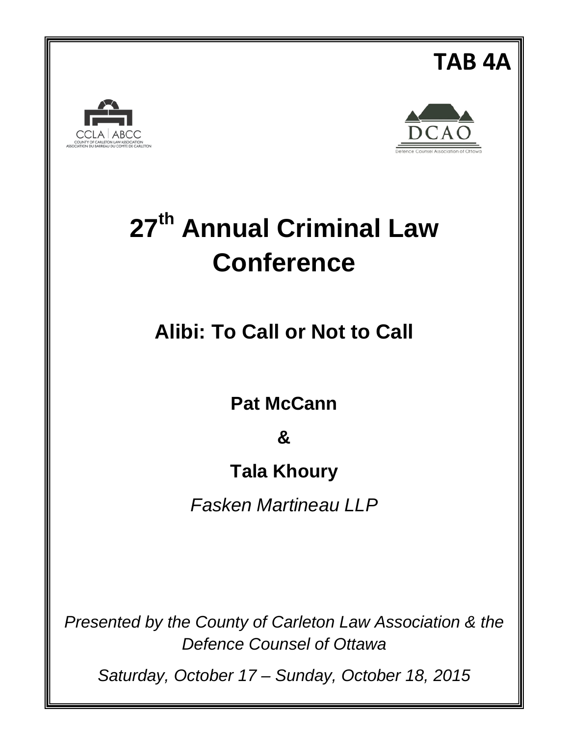**TAB 4A**

CCLA | ABCC
COUNTY OF CARLETON LAW ASSOCIATION
ASSOCIATION DU BARREAU DU COMTÉ DE CARLETON

DCAO
Defence Counsel Association of Ottawa

# 27th Annual Criminal Law Conference

## Alibi: To Call or Not to Call

**Pat McCann**

**&**

**Tala Khoury**

*Fasken Martineau LLP*

*Presented by the County of Carleton Law Association & the Defence Counsel of Ottawa*

*Saturday, October 17 – Sunday, October 18, 2015*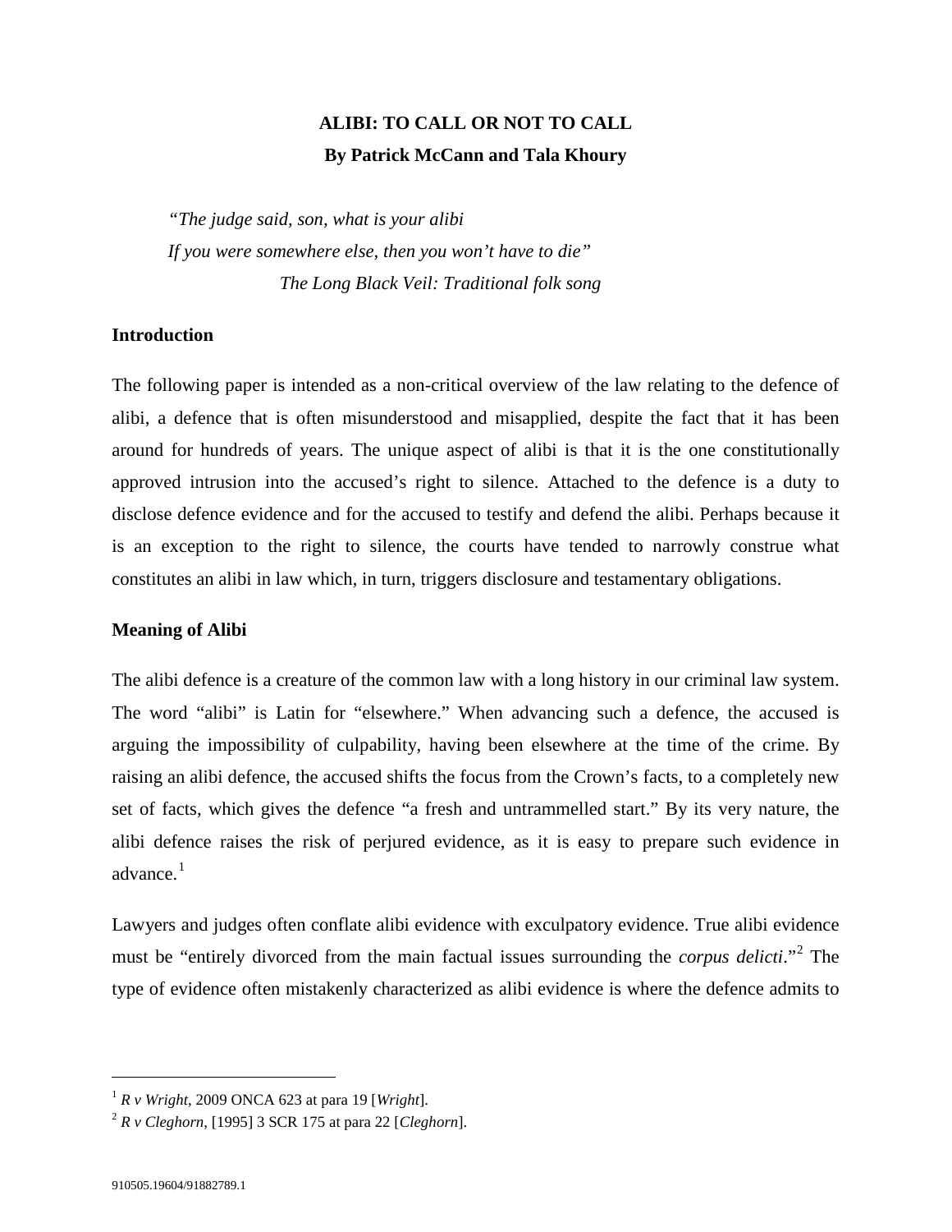# ALIBI: TO CALL OR NOT TO CALL

**By Patrick McCann and Tala Khoury**

> *"The judge said, son, what is your alibi*
> *If you were somewhere else, then you won't have to die"*
> *The Long Black Veil: Traditional folk song*

## Introduction

The following paper is intended as a non-critical overview of the law relating to the defence of alibi, a defence that is often misunderstood and misapplied, despite the fact that it has been around for hundreds of years. The unique aspect of alibi is that it is the one constitutionally approved intrusion into the accused's right to silence. Attached to the defence is a duty to disclose defence evidence and for the accused to testify and defend the alibi. Perhaps because it is an exception to the right to silence, the courts have tended to narrowly construe what constitutes an alibi in law which, in turn, triggers disclosure and testamentary obligations.

## Meaning of Alibi

The alibi defence is a creature of the common law with a long history in our criminal law system. The word "alibi" is Latin for "elsewhere." When advancing such a defence, the accused is arguing the impossibility of culpability, having been elsewhere at the time of the crime. By raising an alibi defence, the accused shifts the focus from the Crown's facts, to a completely new set of facts, which gives the defence "a fresh and untrammelled start." By its very nature, the alibi defence raises the risk of perjured evidence, as it is easy to prepare such evidence in advance.[1]

Lawyers and judges often conflate alibi evidence with exculpatory evidence. True alibi evidence must be "entirely divorced from the main factual issues surrounding the *corpus delicti*."[2] The type of evidence often mistakenly characterized as alibi evidence is where the defence admits to

---

[1] *R v Wright*, 2009 ONCA 623 at para 19 [*Wright*].

[2] *R v Cleghorn*, [1995] 3 SCR 175 at para 22 [*Cleghorn*].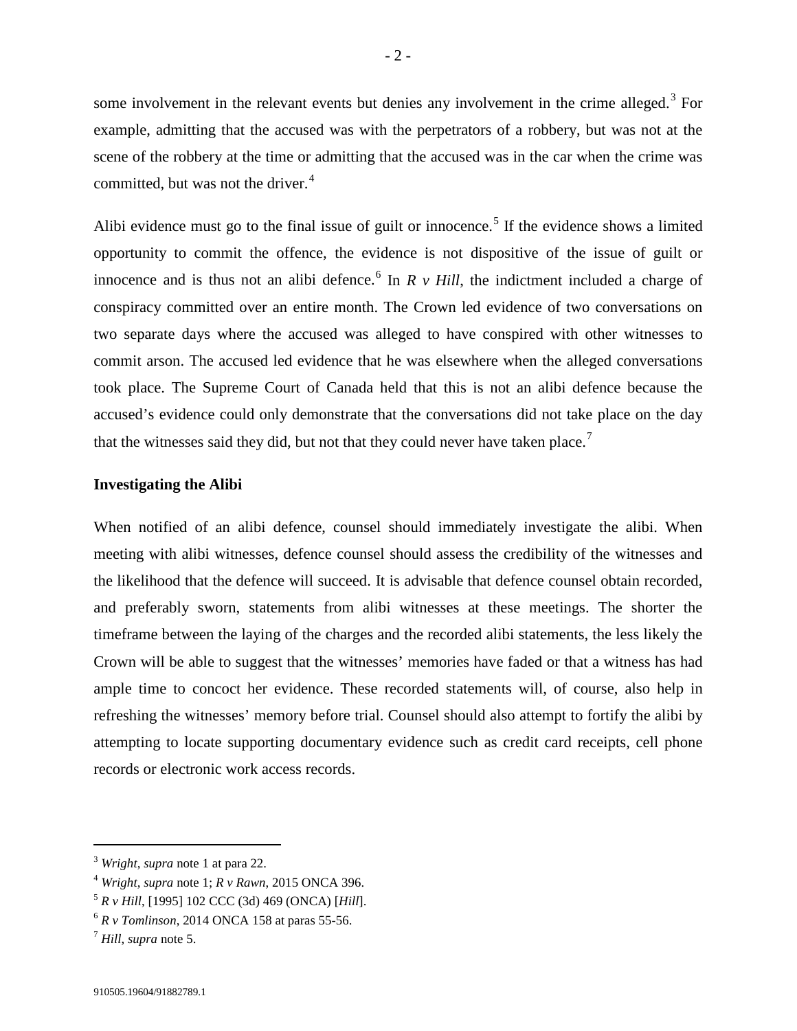some involvement in the relevant events but denies any involvement in the crime alleged.[3] For example, admitting that the accused was with the perpetrators of a robbery, but was not at the scene of the robbery at the time or admitting that the accused was in the car when the crime was committed, but was not the driver.[4]

Alibi evidence must go to the final issue of guilt or innocence.[5] If the evidence shows a limited opportunity to commit the offence, the evidence is not dispositive of the issue of guilt or innocence and is thus not an alibi defence.[6] In *R v Hill*, the indictment included a charge of conspiracy committed over an entire month. The Crown led evidence of two conversations on two separate days where the accused was alleged to have conspired with other witnesses to commit arson. The accused led evidence that he was elsewhere when the alleged conversations took place. The Supreme Court of Canada held that this is not an alibi defence because the accused's evidence could only demonstrate that the conversations did not take place on the day that the witnesses said they did, but not that they could never have taken place.[7]

**Investigating the Alibi**

When notified of an alibi defence, counsel should immediately investigate the alibi. When meeting with alibi witnesses, defence counsel should assess the credibility of the witnesses and the likelihood that the defence will succeed. It is advisable that defence counsel obtain recorded, and preferably sworn, statements from alibi witnesses at these meetings. The shorter the timeframe between the laying of the charges and the recorded alibi statements, the less likely the Crown will be able to suggest that the witnesses' memories have faded or that a witness has had ample time to concoct her evidence. These recorded statements will, of course, also help in refreshing the witnesses' memory before trial. Counsel should also attempt to fortify the alibi by attempting to locate supporting documentary evidence such as credit card receipts, cell phone records or electronic work access records.

---

[3] *Wright*, *supra* note 1 at para 22.

[4] *Wright*, *supra* note 1; *R v Rawn*, 2015 ONCA 396.

[5] *R v Hill*, [1995] 102 CCC (3d) 469 (ONCA) [*Hill*].

[6] *R v Tomlinson*, 2014 ONCA 158 at paras 55-56.

[7] *Hill*, *supra* note 5.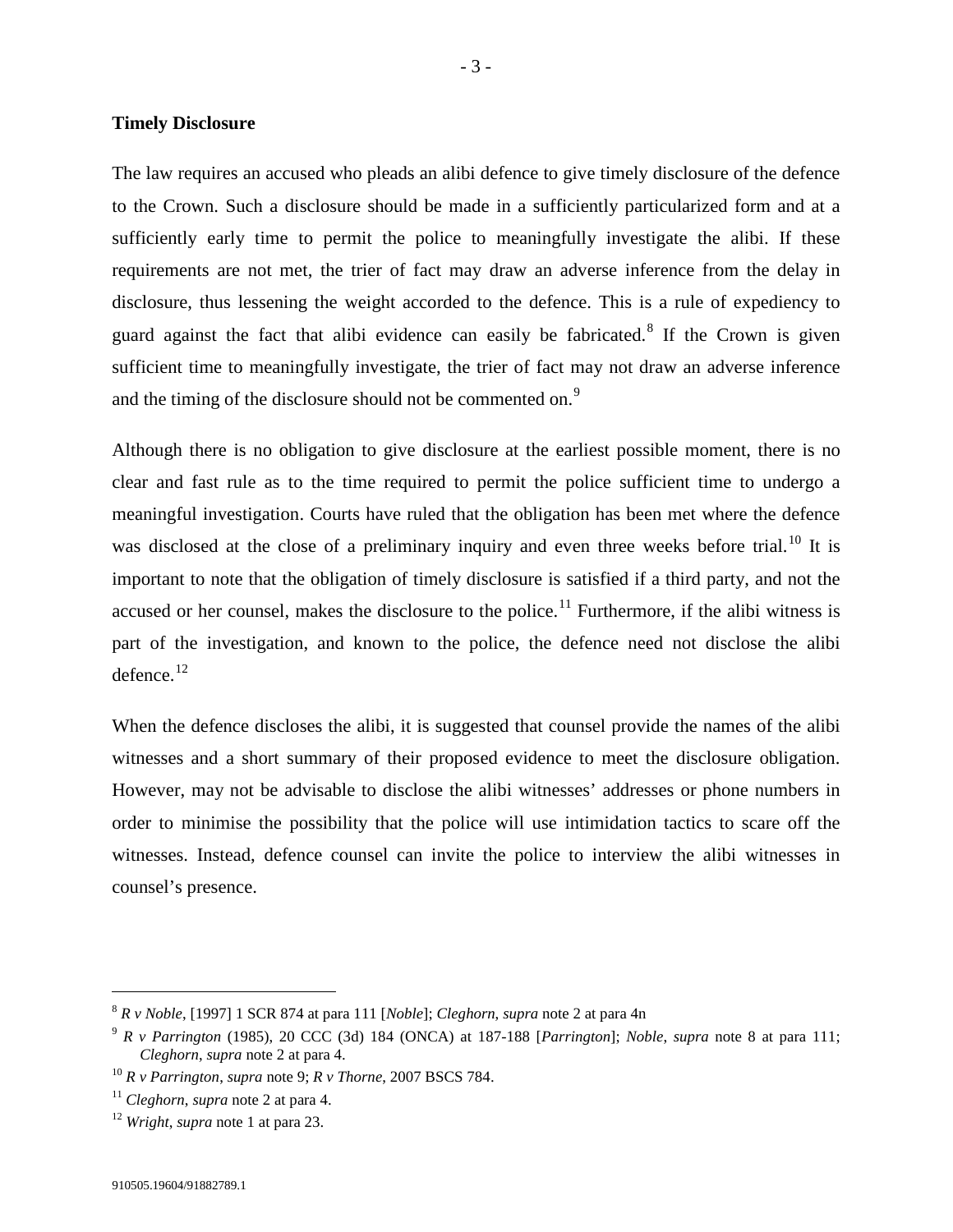**Timely Disclosure**

The law requires an accused who pleads an alibi defence to give timely disclosure of the defence to the Crown. Such a disclosure should be made in a sufficiently particularized form and at a sufficiently early time to permit the police to meaningfully investigate the alibi. If these requirements are not met, the trier of fact may draw an adverse inference from the delay in disclosure, thus lessening the weight accorded to the defence. This is a rule of expediency to guard against the fact that alibi evidence can easily be fabricated.[8] If the Crown is given sufficient time to meaningfully investigate, the trier of fact may not draw an adverse inference and the timing of the disclosure should not be commented on.[9]

Although there is no obligation to give disclosure at the earliest possible moment, there is no clear and fast rule as to the time required to permit the police sufficient time to undergo a meaningful investigation. Courts have ruled that the obligation has been met where the defence was disclosed at the close of a preliminary inquiry and even three weeks before trial.[10] It is important to note that the obligation of timely disclosure is satisfied if a third party, and not the accused or her counsel, makes the disclosure to the police.[11] Furthermore, if the alibi witness is part of the investigation, and known to the police, the defence need not disclose the alibi defence.[12]

When the defence discloses the alibi, it is suggested that counsel provide the names of the alibi witnesses and a short summary of their proposed evidence to meet the disclosure obligation. However, may not be advisable to disclose the alibi witnesses' addresses or phone numbers in order to minimise the possibility that the police will use intimidation tactics to scare off the witnesses. Instead, defence counsel can invite the police to interview the alibi witnesses in counsel's presence.

---

[8] *R v Noble*, [1997] 1 SCR 874 at para 111 [*Noble*]; *Cleghorn, supra* note 2 at para 4n

[9] *R v Parrington* (1985), 20 CCC (3d) 184 (ONCA) at 187-188 [*Parrington*]; *Noble, supra* note 8 at para 111; *Cleghorn, supra* note 2 at para 4.

[10] *R v Parrington, supra* note 9; *R v Thorne*, 2007 BSCS 784.

[11] *Cleghorn, supra* note 2 at para 4.

[12] *Wright, supra* note 1 at para 23.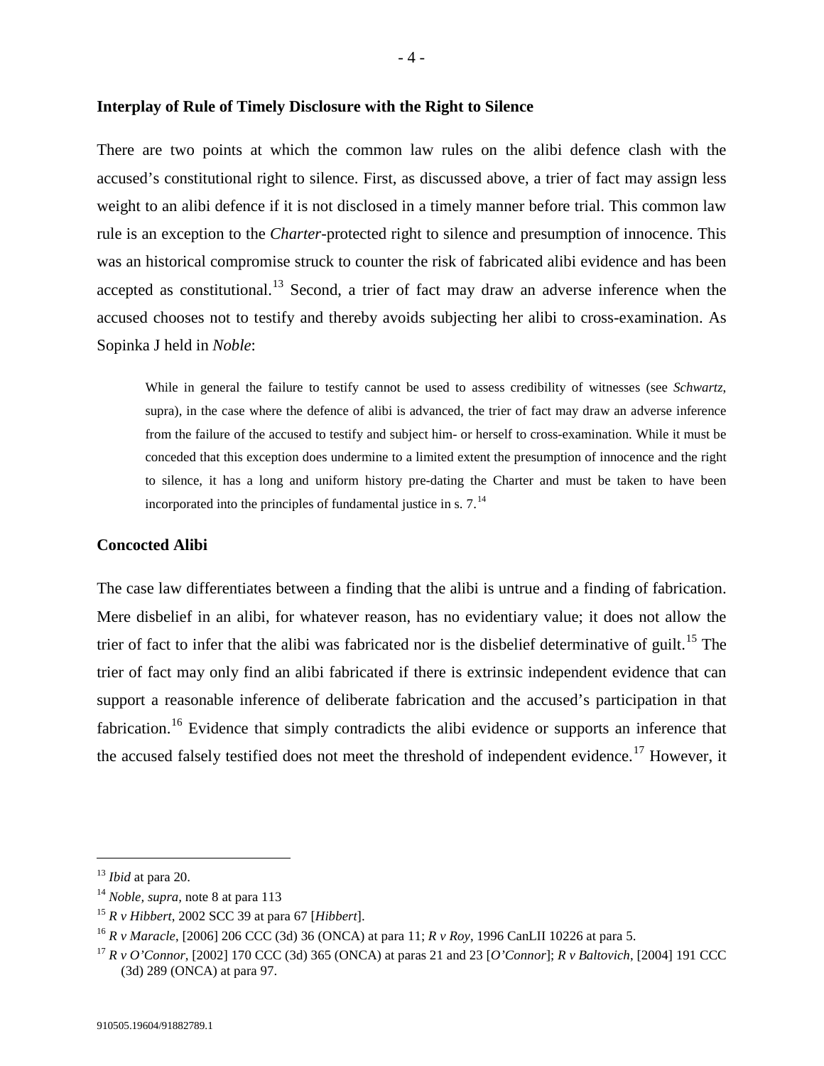**Interplay of Rule of Timely Disclosure with the Right to Silence**

There are two points at which the common law rules on the alibi defence clash with the accused's constitutional right to silence. First, as discussed above, a trier of fact may assign less weight to an alibi defence if it is not disclosed in a timely manner before trial. This common law rule is an exception to the *Charter*-protected right to silence and presumption of innocence. This was an historical compromise struck to counter the risk of fabricated alibi evidence and has been accepted as constitutional.[13] Second, a trier of fact may draw an adverse inference when the accused chooses not to testify and thereby avoids subjecting her alibi to cross-examination. As Sopinka J held in *Noble*:

> While in general the failure to testify cannot be used to assess credibility of witnesses (see *Schwartz*, supra), in the case where the defence of alibi is advanced, the trier of fact may draw an adverse inference from the failure of the accused to testify and subject him- or herself to cross-examination. While it must be conceded that this exception does undermine to a limited extent the presumption of innocence and the right to silence, it has a long and uniform history pre-dating the Charter and must be taken to have been incorporated into the principles of fundamental justice in s. 7.[14]

**Concocted Alibi**

The case law differentiates between a finding that the alibi is untrue and a finding of fabrication. Mere disbelief in an alibi, for whatever reason, has no evidentiary value; it does not allow the trier of fact to infer that the alibi was fabricated nor is the disbelief determinative of guilt.[15] The trier of fact may only find an alibi fabricated if there is extrinsic independent evidence that can support a reasonable inference of deliberate fabrication and the accused's participation in that fabrication.[16] Evidence that simply contradicts the alibi evidence or supports an inference that the accused falsely testified does not meet the threshold of independent evidence.[17] However, it

---

[13] *Ibid* at para 20.

[14] *Noble, supra,* note 8 at para 113

[15] *R v Hibbert*, 2002 SCC 39 at para 67 [*Hibbert*].

[16] *R v Maracle*, [2006] 206 CCC (3d) 36 (ONCA) at para 11; *R v Roy*, 1996 CanLII 10226 at para 5.

[17] *R v O'Connor*, [2002] 170 CCC (3d) 365 (ONCA) at paras 21 and 23 [*O'Connor*]; *R v Baltovich*, [2004] 191 CCC (3d) 289 (ONCA) at para 97.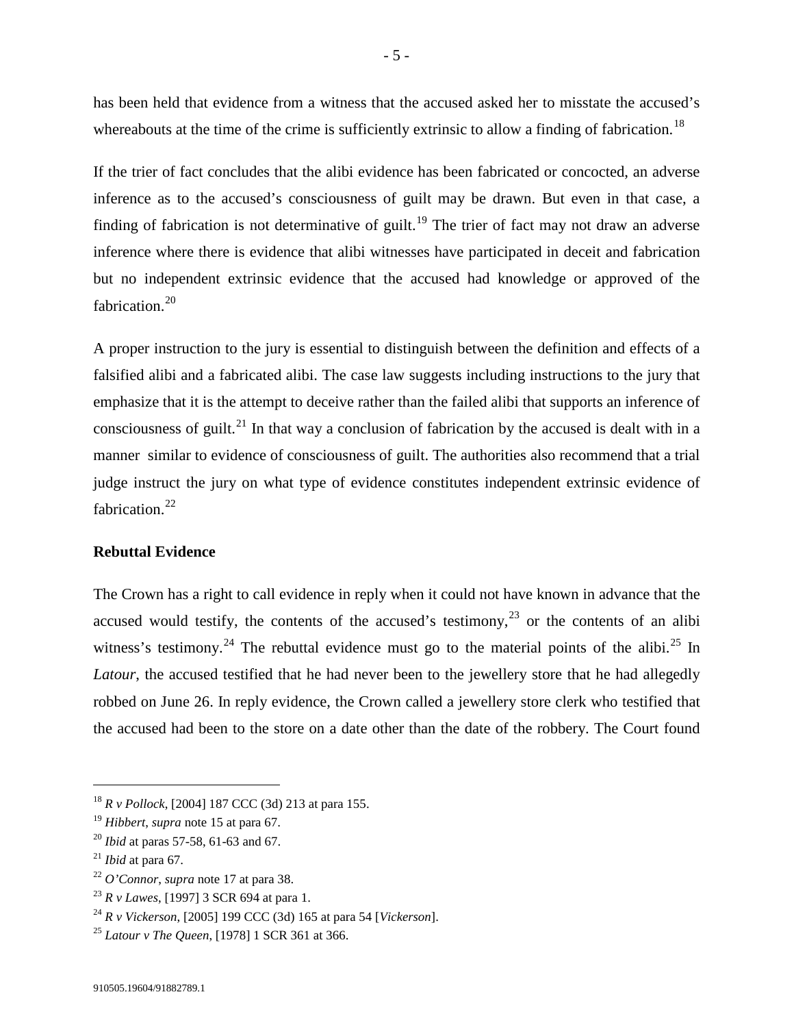has been held that evidence from a witness that the accused asked her to misstate the accused's whereabouts at the time of the crime is sufficiently extrinsic to allow a finding of fabrication.[18]

If the trier of fact concludes that the alibi evidence has been fabricated or concocted, an adverse inference as to the accused's consciousness of guilt may be drawn. But even in that case, a finding of fabrication is not determinative of guilt.[19] The trier of fact may not draw an adverse inference where there is evidence that alibi witnesses have participated in deceit and fabrication but no independent extrinsic evidence that the accused had knowledge or approved of the fabrication.[20]

A proper instruction to the jury is essential to distinguish between the definition and effects of a falsified alibi and a fabricated alibi. The case law suggests including instructions to the jury that emphasize that it is the attempt to deceive rather than the failed alibi that supports an inference of consciousness of guilt.[21] In that way a conclusion of fabrication by the accused is dealt with in a manner similar to evidence of consciousness of guilt. The authorities also recommend that a trial judge instruct the jury on what type of evidence constitutes independent extrinsic evidence of fabrication.[22]

**Rebuttal Evidence**

The Crown has a right to call evidence in reply when it could not have known in advance that the accused would testify, the contents of the accused's testimony,[23] or the contents of an alibi witness's testimony.[24] The rebuttal evidence must go to the material points of the alibi.[25] In *Latour*, the accused testified that he had never been to the jewellery store that he had allegedly robbed on June 26. In reply evidence, the Crown called a jewellery store clerk who testified that the accused had been to the store on a date other than the date of the robbery. The Court found

---

[18] *R v Pollock*, [2004] 187 CCC (3d) 213 at para 155.

[19] *Hibbert*, *supra* note 15 at para 67.

[20] *Ibid* at paras 57-58, 61-63 and 67.

[21] *Ibid* at para 67.

[22] *O'Connor*, *supra* note 17 at para 38.

[23] *R v Lawes*, [1997] 3 SCR 694 at para 1.

[24] *R v Vickerson*, [2005] 199 CCC (3d) 165 at para 54 [*Vickerson*].

[25] *Latour v The Queen*, [1978] 1 SCR 361 at 366.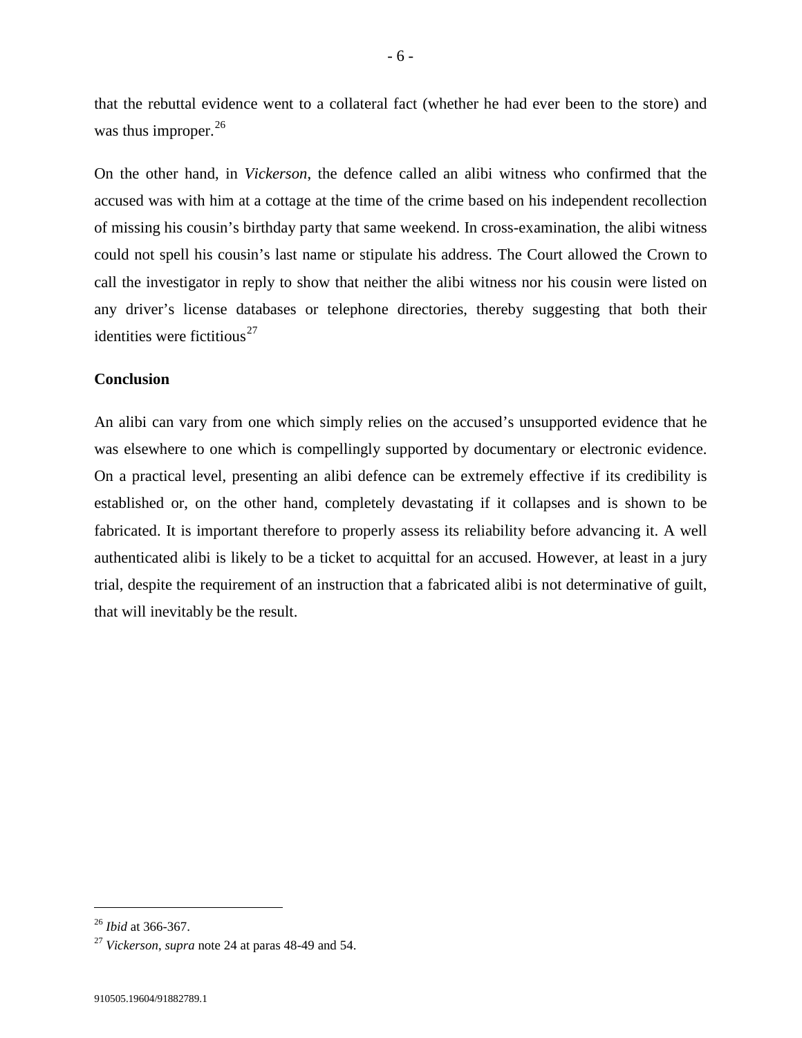that the rebuttal evidence went to a collateral fact (whether he had ever been to the store) and was thus improper.[26]

On the other hand, in *Vickerson*, the defence called an alibi witness who confirmed that the accused was with him at a cottage at the time of the crime based on his independent recollection of missing his cousin's birthday party that same weekend. In cross-examination, the alibi witness could not spell his cousin's last name or stipulate his address. The Court allowed the Crown to call the investigator in reply to show that neither the alibi witness nor his cousin were listed on any driver's license databases or telephone directories, thereby suggesting that both their identities were fictitious[27]

**Conclusion**

An alibi can vary from one which simply relies on the accused's unsupported evidence that he was elsewhere to one which is compellingly supported by documentary or electronic evidence. On a practical level, presenting an alibi defence can be extremely effective if its credibility is established or, on the other hand, completely devastating if it collapses and is shown to be fabricated. It is important therefore to properly assess its reliability before advancing it. A well authenticated alibi is likely to be a ticket to acquittal for an accused. However, at least in a jury trial, despite the requirement of an instruction that a fabricated alibi is not determinative of guilt, that will inevitably be the result.

---

[26] *Ibid* at 366-367.

[27] *Vickerson, supra* note 24 at paras 48-49 and 54.

910505.19604/91882789.1